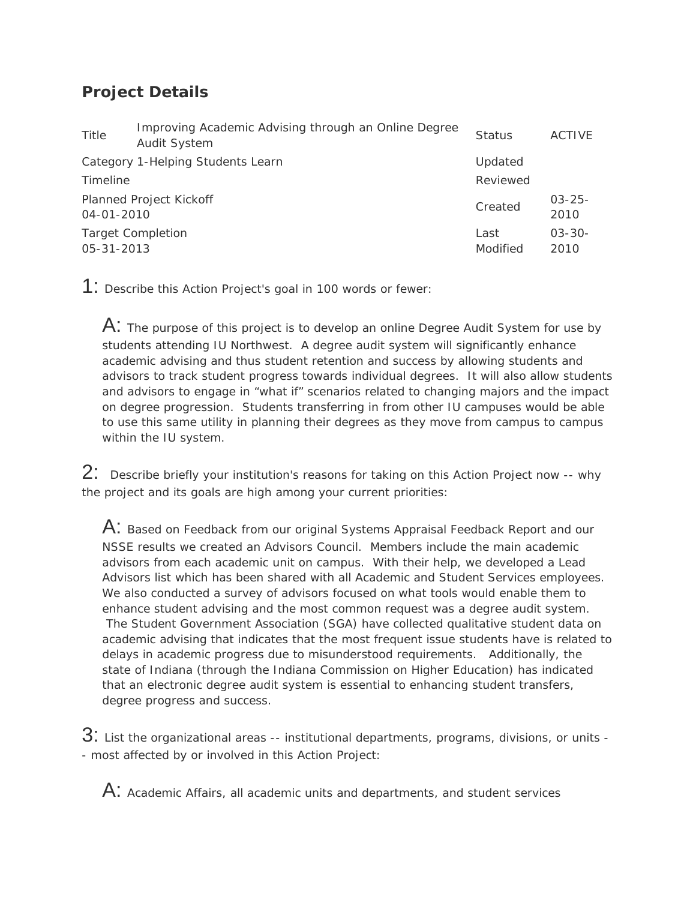## Project Details

| Title | Improving Academic Advising through an Online Degree Audit System | Status | ACTIVE |
|---|---|---|---|
| Category 1-Helping Students Learn | | Updated | |
| Timeline | | Reviewed | |
| Planned Project Kickoff 04-01-2010 | | Created | 03-25-2010 |
| Target Completion 05-31-2013 | | Last Modified | 03-30-2010 |

1: Describe this Action Project's goal in 100 words or fewer:

A: The purpose of this project is to develop an online Degree Audit System for use by students attending IU Northwest. A degree audit system will significantly enhance academic advising and thus student retention and success by allowing students and advisors to track student progress towards individual degrees. It will also allow students and advisors to engage in "what if" scenarios related to changing majors and the impact on degree progression. Students transferring in from other IU campuses would be able to use this same utility in planning their degrees as they move from campus to campus within the IU system.

2: Describe briefly your institution's reasons for taking on this Action Project now -- why the project and its goals are high among your current priorities:

A: Based on Feedback from our original Systems Appraisal Feedback Report and our NSSE results we created an Advisors Council. Members include the main academic advisors from each academic unit on campus. With their help, we developed a Lead Advisors list which has been shared with all Academic and Student Services employees. We also conducted a survey of advisors focused on what tools would enable them to enhance student advising and the most common request was a degree audit system. The Student Government Association (SGA) have collected qualitative student data on academic advising that indicates that the most frequent issue students have is related to delays in academic progress due to misunderstood requirements. Additionally, the state of Indiana (through the Indiana Commission on Higher Education) has indicated that an electronic degree audit system is essential to enhancing student transfers, degree progress and success.

3: List the organizational areas -- institutional departments, programs, divisions, or units -- most affected by or involved in this Action Project:

A: Academic Affairs, all academic units and departments, and student services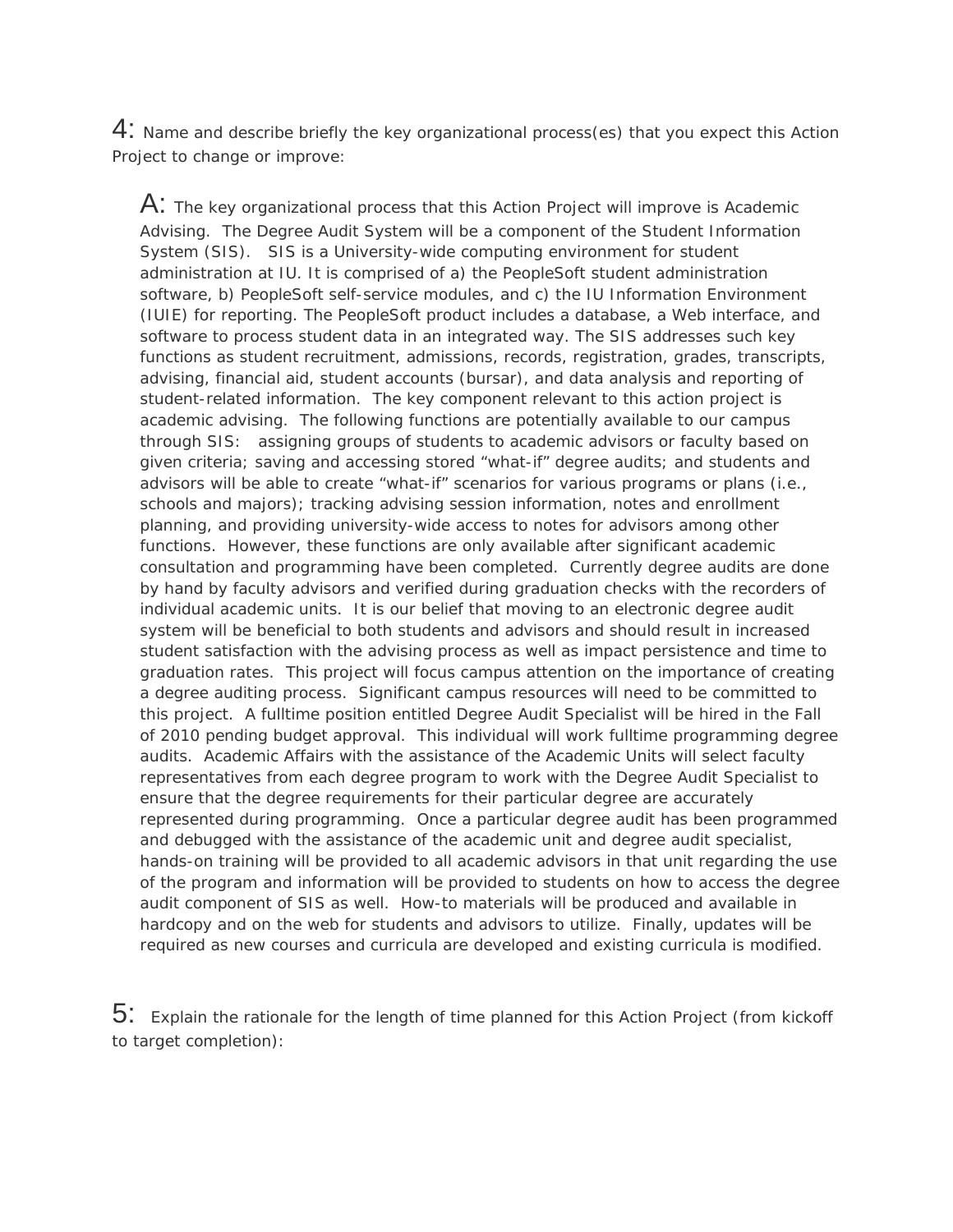4: Name and describe briefly the key organizational process(es) that you expect this Action Project to change or improve:

A: The key organizational process that this Action Project will improve is Academic Advising. The Degree Audit System will be a component of the Student Information System (SIS). SIS is a University-wide computing environment for student administration at IU. It is comprised of a) the PeopleSoft student administration software, b) PeopleSoft self-service modules, and c) the IU Information Environment (IUIE) for reporting. The PeopleSoft product includes a database, a Web interface, and software to process student data in an integrated way. The SIS addresses such key functions as student recruitment, admissions, records, registration, grades, transcripts, advising, financial aid, student accounts (bursar), and data analysis and reporting of student-related information. The key component relevant to this action project is academic advising. The following functions are potentially available to our campus through SIS: assigning groups of students to academic advisors or faculty based on given criteria; saving and accessing stored "what-if" degree audits; and students and advisors will be able to create "what-if" scenarios for various programs or plans (i.e., schools and majors); tracking advising session information, notes and enrollment planning, and providing university-wide access to notes for advisors among other functions. However, these functions are only available after significant academic consultation and programming have been completed. Currently degree audits are done by hand by faculty advisors and verified during graduation checks with the recorders of individual academic units. It is our belief that moving to an electronic degree audit system will be beneficial to both students and advisors and should result in increased student satisfaction with the advising process as well as impact persistence and time to graduation rates. This project will focus campus attention on the importance of creating a degree auditing process. Significant campus resources will need to be committed to this project. A fulltime position entitled Degree Audit Specialist will be hired in the Fall of 2010 pending budget approval. This individual will work fulltime programming degree audits. Academic Affairs with the assistance of the Academic Units will select faculty representatives from each degree program to work with the Degree Audit Specialist to ensure that the degree requirements for their particular degree are accurately represented during programming. Once a particular degree audit has been programmed and debugged with the assistance of the academic unit and degree audit specialist, hands-on training will be provided to all academic advisors in that unit regarding the use of the program and information will be provided to students on how to access the degree audit component of SIS as well. How-to materials will be produced and available in hardcopy and on the web for students and advisors to utilize. Finally, updates will be required as new courses and curricula are developed and existing curricula is modified.

5: Explain the rationale for the length of time planned for this Action Project (from kickoff to target completion):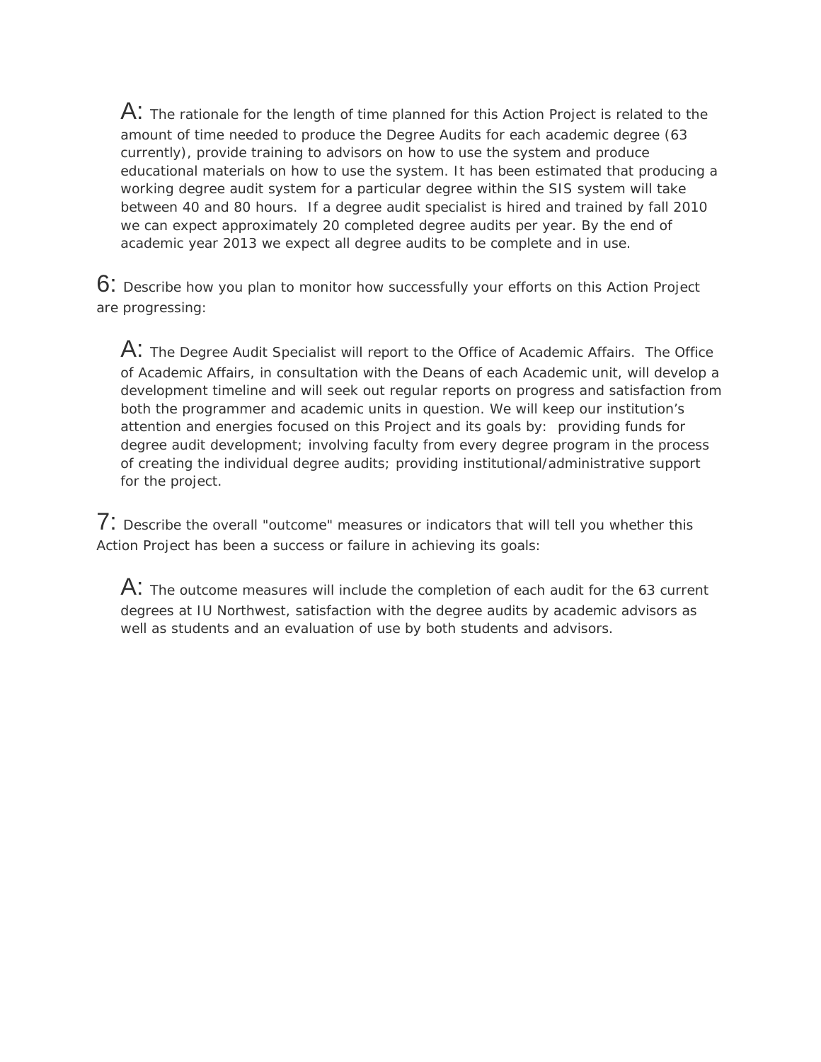A: The rationale for the length of time planned for this Action Project is related to the amount of time needed to produce the Degree Audits for each academic degree (63 currently), provide training to advisors on how to use the system and produce educational materials on how to use the system. It has been estimated that producing a working degree audit system for a particular degree within the SIS system will take between 40 and 80 hours. If a degree audit specialist is hired and trained by fall 2010 we can expect approximately 20 completed degree audits per year. By the end of academic year 2013 we expect all degree audits to be complete and in use.

6: Describe how you plan to monitor how successfully your efforts on this Action Project are progressing:

A: The Degree Audit Specialist will report to the Office of Academic Affairs. The Office of Academic Affairs, in consultation with the Deans of each Academic unit, will develop a development timeline and will seek out regular reports on progress and satisfaction from both the programmer and academic units in question. We will keep our institution's attention and energies focused on this Project and its goals by: providing funds for degree audit development; involving faculty from every degree program in the process of creating the individual degree audits; providing institutional/administrative support for the project.

7: Describe the overall "outcome" measures or indicators that will tell you whether this Action Project has been a success or failure in achieving its goals:

A: The outcome measures will include the completion of each audit for the 63 current degrees at IU Northwest, satisfaction with the degree audits by academic advisors as well as students and an evaluation of use by both students and advisors.